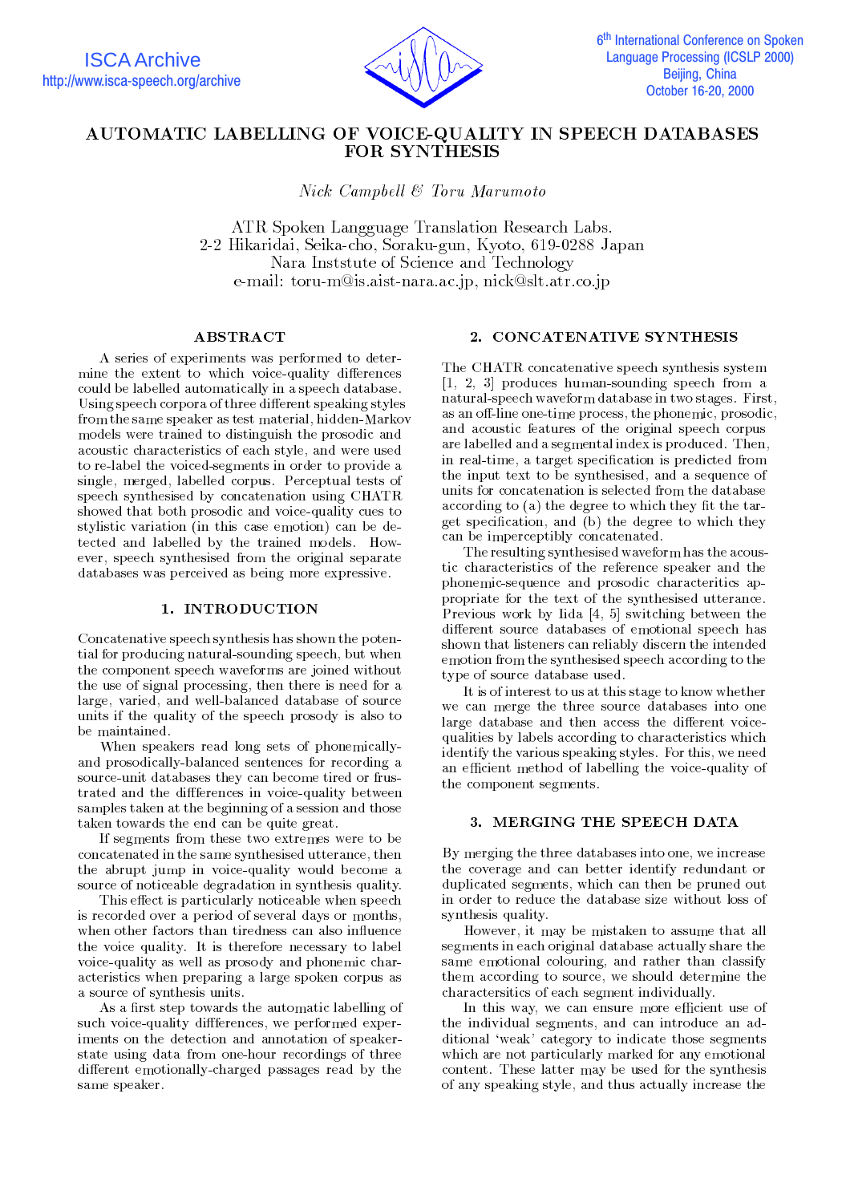# AUTOMATIC LABELLING OF VOICE-QUALITY IN SPEECH DATABASES FOR SYNTHESIS

*Nick Campbell & Toru Marumoto*

ATR Spoken Langguage Translation Research Labs.
2-2 Hikaridai, Seika-cho, Soraku-gun, Kyoto, 619-0288 Japan
Nara Inststute of Science and Technology
e-mail: toru-m@is.aist-nara.ac.jp, nick@slt.atr.co.jp

## ABSTRACT

A series of experiments was performed to determine the extent to which voice-quality differences could be labelled automatically in a speech database. Using speech corpora of three different speaking styles from the same speaker as test material, hidden-Markov models were trained to distinguish the prosodic and acoustic characteristics of each style, and were used to re-label the voiced-segments in order to provide a single, merged, labelled corpus. Perceptual tests of speech synthesised by concatenation using CHATR showed that both prosodic and voice-quality cues to stylistic variation (in this case emotion) can be detected and labelled by the trained models. However, speech synthesised from the original separate databases was perceived as being more expressive.

## 1. INTRODUCTION

Concatenative speech synthesis has shown the potential for producing natural-sounding speech, but when the component speech waveforms are joined without the use of signal processing, then there is need for a large, varied, and well-balanced database of source units if the quality of the speech prosody is also to be maintained.

When speakers read long sets of phonemically- and prosodically-balanced sentences for recording a source-unit databases they can become tired or frustrated and the diffferences in voice-quality between samples taken at the beginning of a session and those taken towards the end can be quite great.

If segments from these two extremes were to be concatenated in the same synthesised utterance, then the abrupt jump in voice-quality would become a source of noticeable degradation in synthesis quality.

This effect is particularly noticeable when speech is recorded over a period of several days or months, when other factors than tiredness can also influence the voice quality. It is therefore necessary to label voice-quality as well as prosody and phonemic characteristics when preparing a large spoken corpus as a source of synthesis units.

As a first step towards the automatic labelling of such voice-quality diffferences, we performed experiments on the detection and annotation of speaker-state using data from one-hour recordings of three different emotionally-charged passages read by the same speaker.

## 2. CONCATENATIVE SYNTHESIS

The CHATR concatenative speech synthesis system [1, 2, 3] produces human-sounding speech from a natural-speech waveform database in two stages. First, as an off-line one-time process, the phonemic, prosodic, and acoustic features of the original speech corpus are labelled and a segmental index is produced. Then, in real-time, a target specification is predicted from the input text to be synthesised, and a sequence of units for concatenation is selected from the database according to (a) the degree to which they fit the target specification, and (b) the degree to which they can be imperceptibly concatenated.

The resulting synthesised waveform has the acoustic characteristics of the reference speaker and the phonemic-sequence and prosodic characteritics appropriate for the text of the synthesised utterance. Previous work by Iida [4, 5] switching between the different source databases of emotional speech has shown that listeners can reliably discern the intended emotion from the synthesised speech according to the type of source database used.

It is of interest to us at this stage to know whether we can merge the three source databases into one large database and then access the different voice-qualities by labels according to characteristics which identify the various speaking styles. For this, we need an efficient method of labelling the voice-quality of the component segments.

## 3. MERGING THE SPEECH DATA

By merging the three databases into one, we increase the coverage and can better identify redundant or duplicated segments, which can then be pruned out in order to reduce the database size without loss of synthesis quality.

However, it may be mistaken to assume that all segments in each original database actually share the same emotional colouring, and rather than classify them according to source, we should determine the charactersitics of each segment individually.

In this way, we can ensure more efficient use of the individual segments, and can introduce an additional 'weak' category to indicate those segments which are not particularly marked for any emotional content. These latter may be used for the synthesis of any speaking style, and thus actually increase the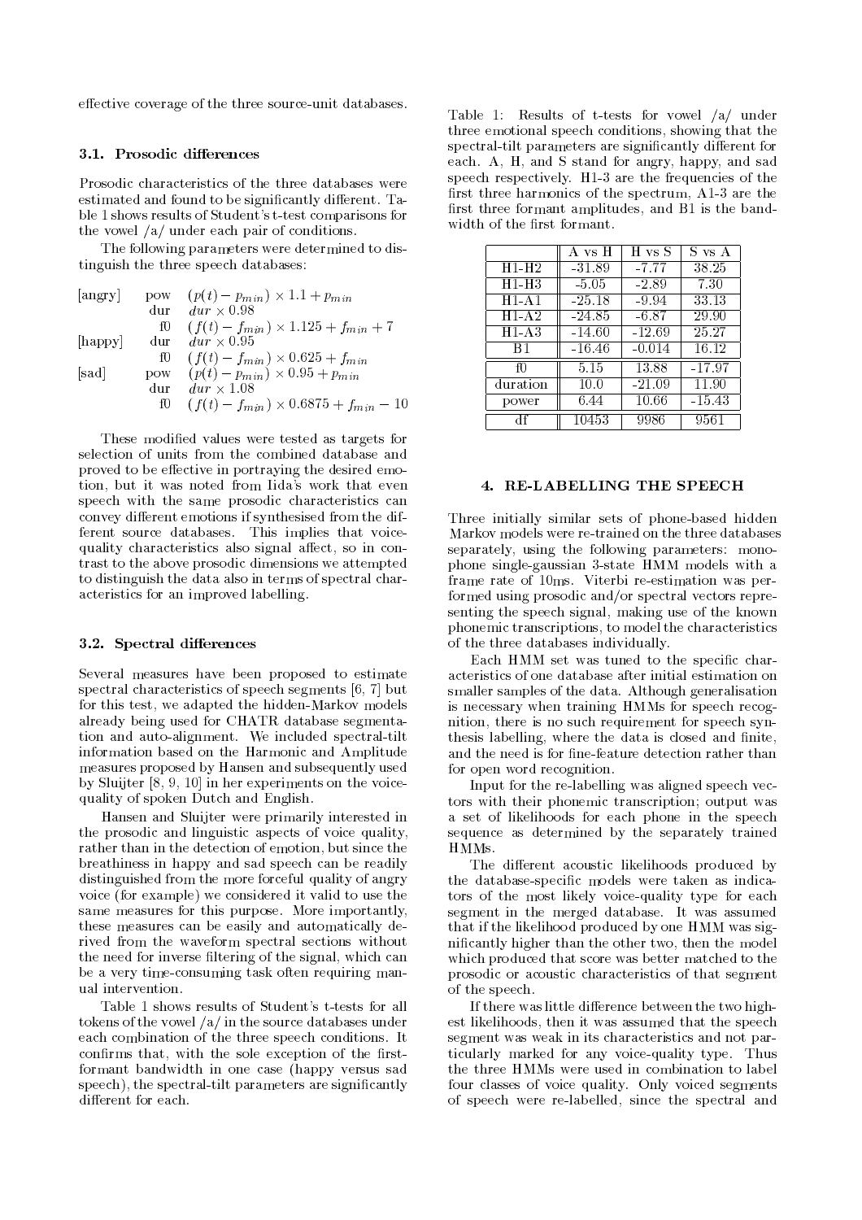effective coverage of the three source-unit databases.

### 3.1. Prosodic differences

Prosodic characteristics of the three databases were estimated and found to be significantly different. Table 1 shows results of Student's t-test comparisons for the vowel /a/ under each pair of conditions.

The following parameters were determined to distinguish the three speech databases:

| | | |
|---|---|---|
| [angry] | pow | $(p(t) - p_{min}) \times 1.1 + p_{min}$ |
| | dur | $dur \times 0.98$ |
| | f0 | $(f(t) - f_{min}) \times 1.125 + f_{min} + 7$ |
| [happy] | dur | $dur \times 0.95$ |
| | f0 | $(f(t) - f_{min}) \times 0.625 + f_{min}$ |
| [sad] | pow | $(p(t) - p_{min}) \times 0.95 + p_{min}$ |
| | dur | $dur \times 1.08$ |
| | f0 | $(f(t) - f_{min}) \times 0.6875 + f_{min} - 10$ |

These modified values were tested as targets for selection of units from the combined database and proved to be effective in portraying the desired emotion, but it was noted from Iida's work that even speech with the same prosodic characteristics can convey different emotions if synthesised from the different source databases. This implies that voice-quality characteristics also signal affect, so in contrast to the above prosodic dimensions we attempted to distinguish the data also in terms of spectral characteristics for an improved labelling.

### 3.2. Spectral differences

Several measures have been proposed to estimate spectral characteristics of speech segments [6, 7] but for this test, we adapted the hidden-Markov models already being used for CHATR database segmentation and auto-alignment. We included spectral-tilt information based on the Harmonic and Amplitude measures proposed by Hansen and subsequently used by Sluijter [8, 9, 10] in her experiments on the voice-quality of spoken Dutch and English.

Hansen and Sluijter were primarily interested in the prosodic and linguistic aspects of voice quality, rather than in the detection of emotion, but since the breathiness in happy and sad speech can be readily distinguished from the more forceful quality of angry voice (for example) we considered it valid to use the same measures for this purpose. More importantly, these measures can be easily and automatically derived from the waveform spectral sections without the need for inverse filtering of the signal, which can be a very time-consuming task often requiring manual intervention.

Table 1 shows results of Student's t-tests for all tokens of the vowel /a/ in the source databases under each combination of the three speech conditions. It confirms that, with the sole exception of the first-formant bandwidth in one case (happy versus sad speech), the spectral-tilt parameters are significantly different for each.

Table 1: Results of t-tests for vowel /a/ under three emotional speech conditions, showing that the spectral-tilt parameters are significantly different for each. A, H, and S stand for angry, happy, and sad speech respectively. H1-3 are the frequencies of the first three harmonics of the spectrum, A1-3 are the first three formant amplitudes, and B1 is the bandwidth of the first formant.

| | A vs H | H vs S | S vs A |
|---|---|---|---|
| H1-H2 | -31.89 | -7.77 | 38.25 |
| H1-H3 | -5.05 | -2.89 | 7.30 |
| H1-A1 | -25.18 | -9.94 | 33.13 |
| H1-A2 | -24.85 | -6.87 | 29.90 |
| H1-A3 | -14.60 | -12.69 | 25.27 |
| B1 | -16.46 | -0.014 | 16.12 |
| f0 | 5.15 | 13.88 | -17.97 |
| duration | 10.0 | -21.09 | 11.90 |
| power | 6.44 | 10.66 | -15.43 |
| df | 10453 | 9986 | 9561 |

## 4. RE-LABELLING THE SPEECH

Three initially similar sets of phone-based hidden Markov models were re-trained on the three databases separately, using the following parameters: monophone single-gaussian 3-state HMM models with a frame rate of 10ms. Viterbi re-estimation was performed using prosodic and/or spectral vectors representing the speech signal, making use of the known phonemic transcriptions, to model the characteristics of the three databases individually.

Each HMM set was tuned to the specific characteristics of one database after initial estimation on smaller samples of the data. Although generalisation is necessary when training HMMs for speech recognition, there is no such requirement for speech synthesis labelling, where the data is closed and finite, and the need is for fine-feature detection rather than for open word recognition.

Input for the re-labelling was aligned speech vectors with their phonemic transcription; output was a set of likelihoods for each phone in the speech sequence as determined by the separately trained HMMs.

The different acoustic likelihoods produced by the database-specific models were taken as indicators of the most likely voice-quality type for each segment in the merged database. It was assumed that if the likelihood produced by one HMM was significantly higher than the other two, then the model which produced that score was better matched to the prosodic or acoustic characteristics of that segment of the speech.

If there was little difference between the two highest likelihoods, then it was assumed that the speech segment was weak in its characteristics and not particularly marked for any voice-quality type. Thus the three HMMs were used in combination to label four classes of voice quality. Only voiced segments of speech were re-labelled, since the spectral and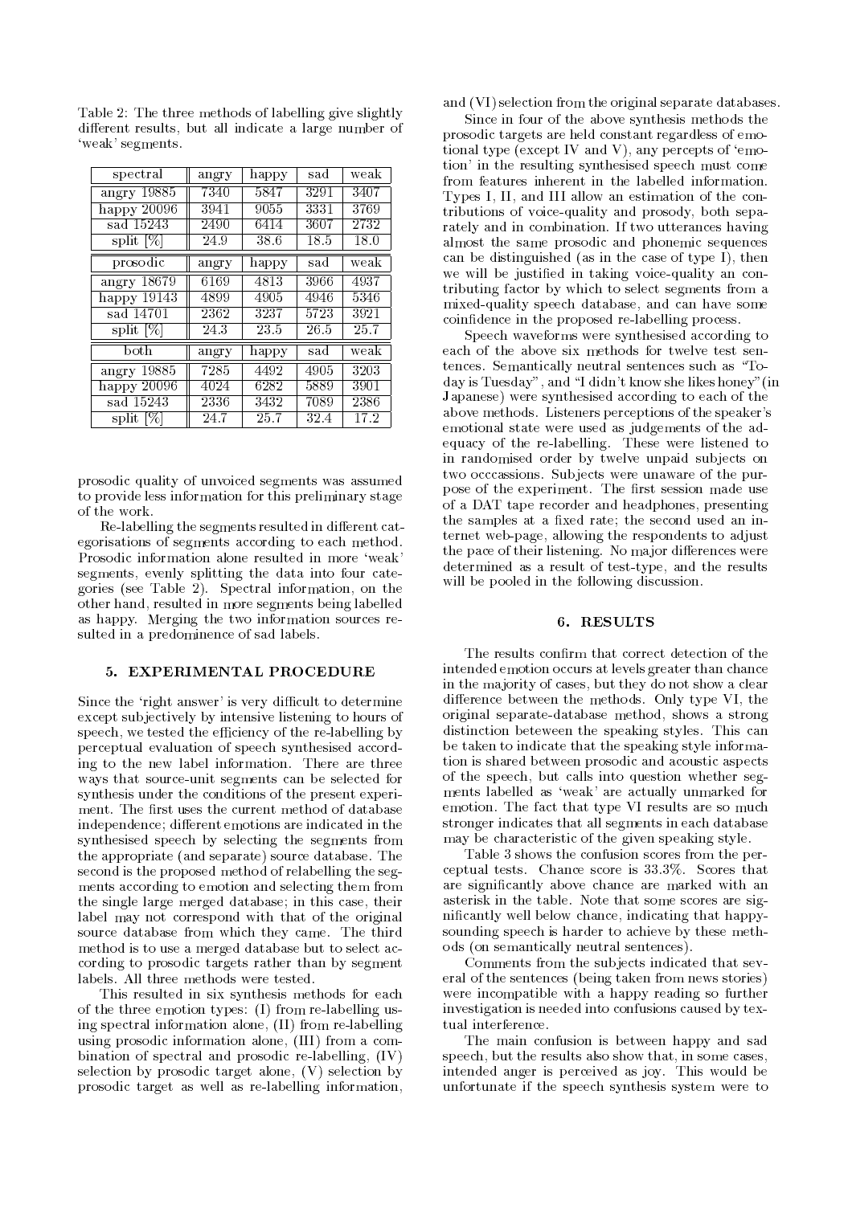Table 2: The three methods of labelling give slightly different results, but all indicate a large number of 'weak' segments.

| spectral | angry | happy | sad | weak |
|---|---|---|---|---|
| angry 19885 | 7340 | 5847 | 3291 | 3407 |
| happy 20096 | 3941 | 9055 | 3331 | 3769 |
| sad 15243 | 2490 | 6414 | 3607 | 2732 |
| split [%] | 24.9 | 38.6 | 18.5 | 18.0 |
| **prosodic** | **angry** | **happy** | **sad** | **weak** |
| angry 18679 | 6169 | 4813 | 3966 | 4937 |
| happy 19143 | 4899 | 4905 | 4946 | 5346 |
| sad 14701 | 2362 | 3237 | 5723 | 3921 |
| split [%] | 24.3 | 23.5 | 26.5 | 25.7 |
| **both** | **angry** | **happy** | **sad** | **weak** |
| angry 19885 | 7285 | 4492 | 4905 | 3203 |
| happy 20096 | 4024 | 6282 | 5889 | 3901 |
| sad 15243 | 2336 | 3432 | 7089 | 2386 |
| split [%] | 24.7 | 25.7 | 32.4 | 17.2 |

prosodic quality of unvoiced segments was assumed to provide less information for this preliminary stage of the work.

Re-labelling the segments resulted in different categorisations of segments according to each method. Prosodic information alone resulted in more 'weak' segments, evenly splitting the data into four categories (see Table 2). Spectral information, on the other hand, resulted in more segments being labelled as happy. Merging the two information sources resulted in a predominence of sad labels.

## 5. EXPERIMENTAL PROCEDURE

Since the 'right answer' is very difficult to determine except subjectively by intensive listening to hours of speech, we tested the efficiency of the re-labelling by perceptual evaluation of speech synthesised according to the new label information. There are three ways that source-unit segments can be selected for synthesis under the conditions of the present experiment. The first uses the current method of database independence; different emotions are indicated in the synthesised speech by selecting the segments from the appropriate (and separate) source database. The second is the proposed method of relabelling the segments according to emotion and selecting them from the single large merged database; in this case, their label may not correspond with that of the original source database from which they came. The third method is to use a merged database but to select according to prosodic targets rather than by segment labels. All three methods were tested.

This resulted in six synthesis methods for each of the three emotion types: (I) from re-labelling using spectral information alone, (II) from re-labelling using prosodic information alone, (III) from a combination of spectral and prosodic re-labelling, (IV) selection by prosodic target alone, (V) selection by prosodic target as well as re-labelling information, and (VI) selection from the original separate databases.

Since in four of the above synthesis methods the prosodic targets are held constant regardless of emotional type (except IV and V), any percepts of 'emotion' in the resulting synthesised speech must come from features inherent in the labelled information. Types I, II, and III allow an estimation of the contributions of voice-quality and prosody, both separately and in combination. If two utterances having almost the same prosodic and phonemic sequences can be distinguished (as in the case of type I), then we will be justified in taking voice-quality an contributing factor by which to select segments from a mixed-quality speech database, and can have some coinfidence in the proposed re-labelling process.

Speech waveforms were synthesised according to each of the above six methods for twelve test sentences. Semantically neutral sentences such as "Today is Tuesday", and "I didn't know she likes honey" (in Japanese) were synthesised according to each of the above methods. Listeners perceptions of the speaker's emotional state were used as judgements of the adequacy of the re-labelling. These were listened to in randomised order by twelve unpaid subjects on two occcassions. Subjects were unaware of the purpose of the experiment. The first session made use of a DAT tape recorder and headphones, presenting the samples at a fixed rate; the second used an internet web-page, allowing the respondents to adjust the pace of their listening. No major differences were determined as a result of test-type, and the results will be pooled in the following discussion.

## 6. RESULTS

The results confirm that correct detection of the intended emotion occurs at levels greater than chance in the majority of cases, but they do not show a clear difference between the methods. Only type VI, the original separate-database method, shows a strong distinction beteween the speaking styles. This can be taken to indicate that the speaking style information is shared between prosodic and acoustic aspects of the speech, but calls into question whether segments labelled as 'weak' are actually unmarked for emotion. The fact that type VI results are so much stronger indicates that all segments in each database may be characteristic of the given speaking style.

Table 3 shows the confusion scores from the perceptual tests. Chance score is 33.3%. Scores that are significantly above chance are marked with an asterisk in the table. Note that some scores are significantly well below chance, indicating that happy-sounding speech is harder to achieve by these methods (on semantically neutral sentences).

Comments from the subjects indicated that several of the sentences (being taken from news stories) were incompatible with a happy reading so further investigation is needed into confusions caused by textual interference.

The main confusion is between happy and sad speech, but the results also show that, in some cases, intended anger is perceived as joy. This would be unfortunate if the speech synthesis system were to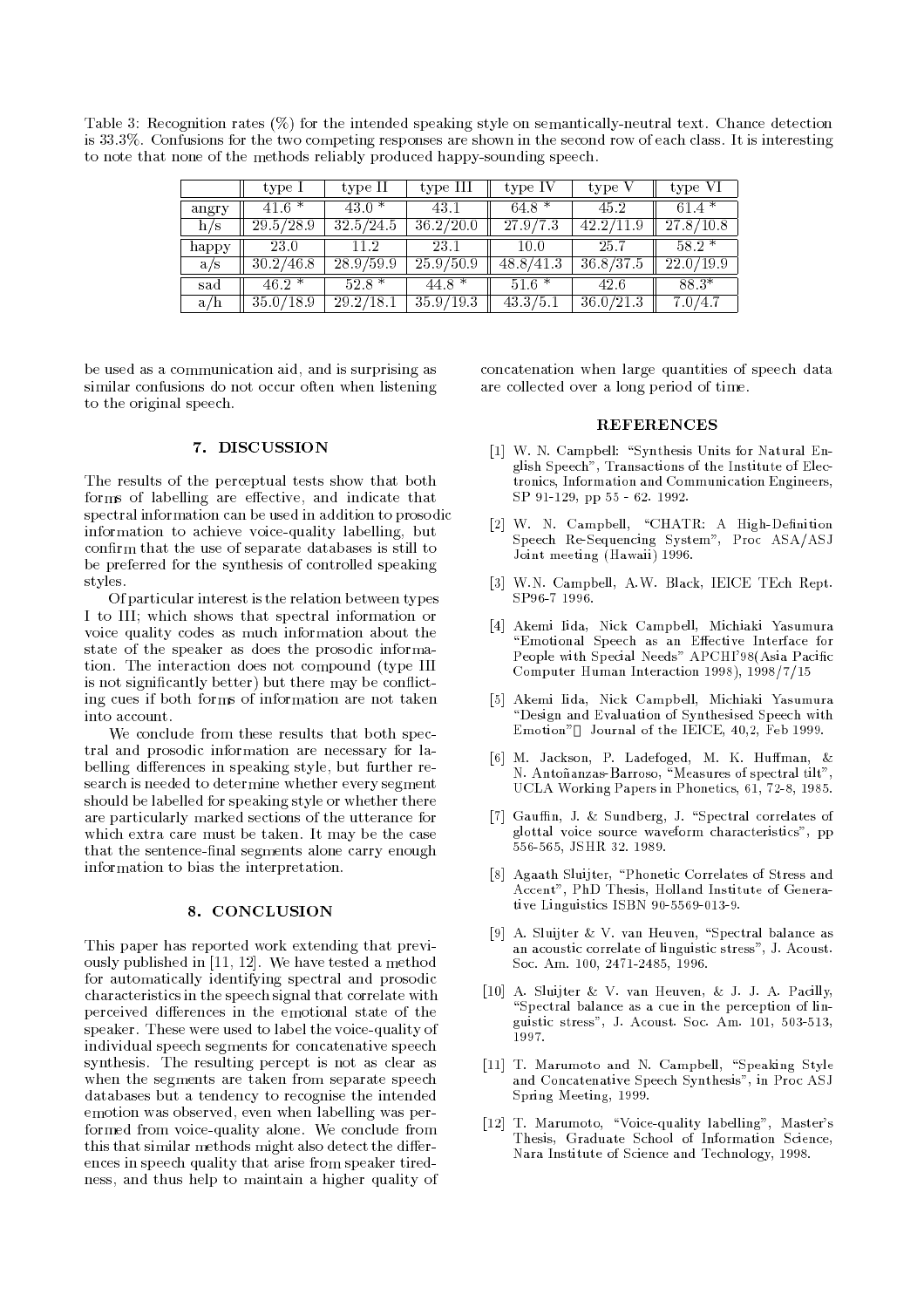Table 3: Recognition rates (%) for the intended speaking style on semantically-neutral text. Chance detection is 33.3%. Confusions for the two competing responses are shown in the second row of each class. It is interesting to note that none of the methods reliably produced happy-sounding speech.

| | type I | type II | type III | type IV | type V | type VI |
|---|---|---|---|---|---|---|
| angry | 41.6 * | 43.0 * | 43.1 | 64.8 * | 45.2 | 61.4 * |
| h/s | 29.5/28.9 | 32.5/24.5 | 36.2/20.0 | 27.9/7.3 | 42.2/11.9 | 27.8/10.8 |
| happy | 23.0 | 11.2 | 23.1 | 10.0 | 25.7 | 58.2 * |
| a/s | 30.2/46.8 | 28.9/59.9 | 25.9/50.9 | 48.8/41.3 | 36.8/37.5 | 22.0/19.9 |
| sad | 46.2 * | 52.8 * | 44.8 * | 51.6 * | 42.6 | 88.3* |
| a/h | 35.0/18.9 | 29.2/18.1 | 35.9/19.3 | 43.3/5.1 | 36.0/21.3 | 7.0/4.7 |

be used as a communication aid, and is surprising as similar confusions do not occur often when listening to the original speech.

## 7. DISCUSSION

The results of the perceptual tests show that both forms of labelling are effective, and indicate that spectral information can be used in addition to prosodic information to achieve voice-quality labelling, but confirm that the use of separate databases is still to be preferred for the synthesis of controlled speaking styles.

Of particular interest is the relation between types I to III; which shows that spectral information or voice quality codes as much information about the state of the speaker as does the prosodic information. The interaction does not compound (type III is not significantly better) but there may be conflicting cues if both forms of information are not taken into account.

We conclude from these results that both spectral and prosodic information are necessary for labelling differences in speaking style, but further research is needed to determine whether every segment should be labelled for speaking style or whether there are particularly marked sections of the utterance for which extra care must be taken. It may be the case that the sentence-final segments alone carry enough information to bias the interpretation.

## 8. CONCLUSION

This paper has reported work extending that previously published in [11, 12]. We have tested a method for automatically identifying spectral and prosodic characteristics in the speech signal that correlate with perceived differences in the emotional state of the speaker. These were used to label the voice-quality of individual speech segments for concatenative speech synthesis. The resulting percept is not as clear as when the segments are taken from separate speech databases but a tendency to recognise the intended emotion was observed, even when labelling was performed from voice-quality alone. We conclude from this that similar methods might also detect the differences in speech quality that arise from speaker tiredness, and thus help to maintain a higher quality of concatenation when large quantities of speech data are collected over a long period of time.

## REFERENCES

[1] W. N. Campbell: "Synthesis Units for Natural English Speech", Transactions of the Institute of Electronics, Information and Communication Engineers, SP 91-129, pp 55 - 62. 1992.

[2] W. N. Campbell, "CHATR: A High-Definition Speech Re-Sequencing System", Proc ASA/ASJ Joint meeting (Hawaii) 1996.

[3] W.N. Campbell, A.W. Black, IEICE TEch Rept. SP96-7 1996.

[4] Akemi Iida, Nick Campbell, Michiaki Yasumura "Emotional Speech as an Effective Interface for People with Special Needs" APCHI'98(Asia Pacific Computer Human Interaction 1998), 1998/7/15

[5] Akemi Iida, Nick Campbell, Michiaki Yasumura "Design and Evaluation of Synthesised Speech with Emotion" Journal of the IEICE, 40,2, Feb 1999.

[6] M. Jackson, P. Ladefoged, M. K. Huffman, & N. Antoñanzas-Barroso, "Measures of spectral tilt", UCLA Working Papers in Phonetics, 61, 72-8, 1985.

[7] Gauffin, J. & Sundberg, J. "Spectral correlates of glottal voice source waveform characteristics", pp 556-565, JSHR 32. 1989.

[8] Agaath Sluijter, "Phonetic Correlates of Stress and Accent", PhD Thesis, Holland Institute of Generative Linguistics ISBN 90-5569-013-9.

[9] A. Sluijter & V. van Heuven, "Spectral balance as an acoustic correlate of linguistic stress", J. Acoust. Soc. Am. 100, 2471-2485, 1996.

[10] A. Sluijter & V. van Heuven, & J. J. A. Pacilly, "Spectral balance as a cue in the perception of linguistic stress", J. Acoust. Soc. Am. 101, 503-513, 1997.

[11] T. Marumoto and N. Campbell, "Speaking Style and Concatenative Speech Synthesis", in Proc ASJ Spring Meeting, 1999.

[12] T. Marumoto, "Voice-quality labelling", Master's Thesis, Graduate School of Information Science, Nara Institute of Science and Technology, 1998.